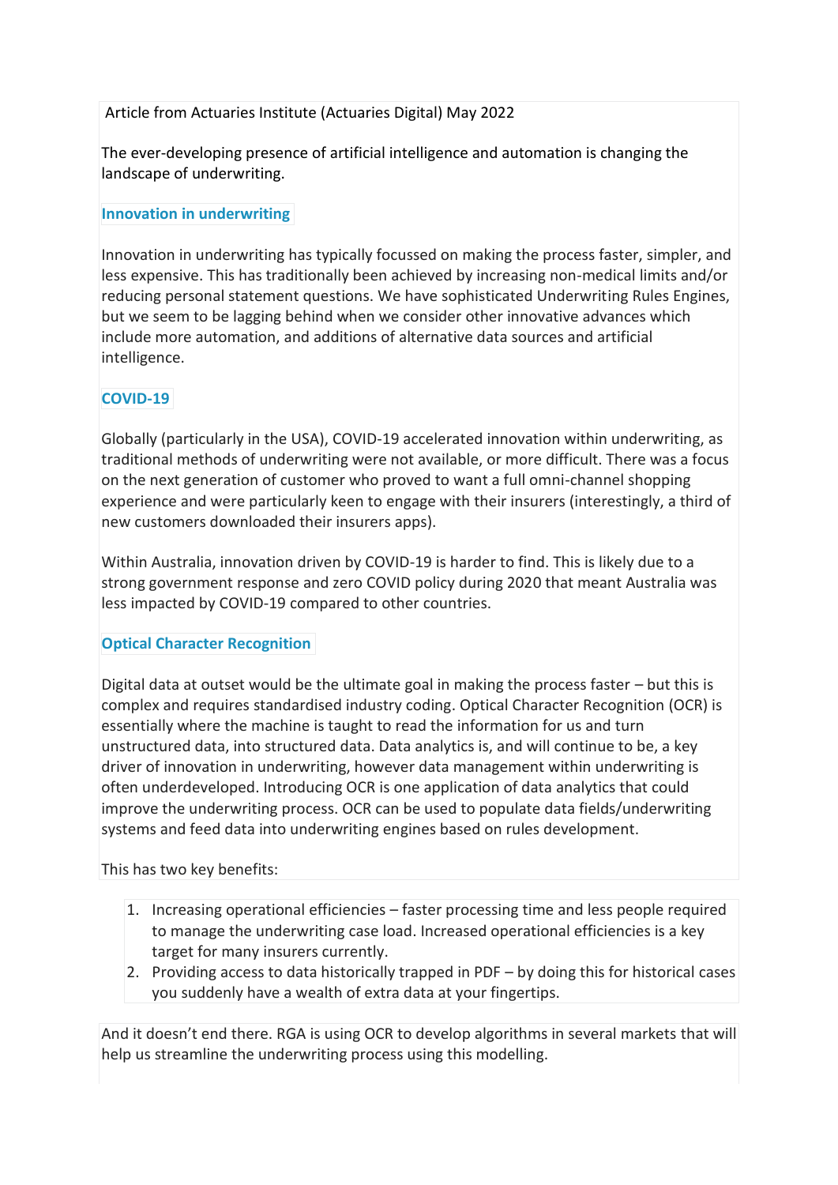Article from Actuaries Institute (Actuaries Digital) May 2022

The ever-developing presence of artificial intelligence and automation is changing the landscape of underwriting.

## Innovation in underwriting

Innovation in underwriting has typically focussed on making the process faster, simpler, and less expensive. This has traditionally been achieved by increasing non-medical limits and/or reducing personal statement questions. We have sophisticated Underwriting Rules Engines, but we seem to be lagging behind when we consider other innovative advances which include more automation, and additions of alternative data sources and artificial intelligence.

## COVID-19

Globally (particularly in the USA), COVID-19 accelerated innovation within underwriting, as traditional methods of underwriting were not available, or more difficult. There was a focus on the next generation of customer who proved to want a full omni-channel shopping experience and were particularly keen to engage with their insurers (interestingly, a third of new customers downloaded their insurers apps).

Within Australia, innovation driven by COVID-19 is harder to find. This is likely due to a strong government response and zero COVID policy during 2020 that meant Australia was less impacted by COVID-19 compared to other countries.

## Optical Character Recognition

Digital data at outset would be the ultimate goal in making the process faster – but this is complex and requires standardised industry coding. Optical Character Recognition (OCR) is essentially where the machine is taught to read the information for us and turn unstructured data, into structured data. Data analytics is, and will continue to be, a key driver of innovation in underwriting, however data management within underwriting is often underdeveloped. Introducing OCR is one application of data analytics that could improve the underwriting process. OCR can be used to populate data fields/underwriting systems and feed data into underwriting engines based on rules development.

This has two key benefits:

1. Increasing operational efficiencies – faster processing time and less people required to manage the underwriting case load. Increased operational efficiencies is a key target for many insurers currently.
2. Providing access to data historically trapped in PDF – by doing this for historical cases you suddenly have a wealth of extra data at your fingertips.

And it doesn't end there. RGA is using OCR to develop algorithms in several markets that will help us streamline the underwriting process using this modelling.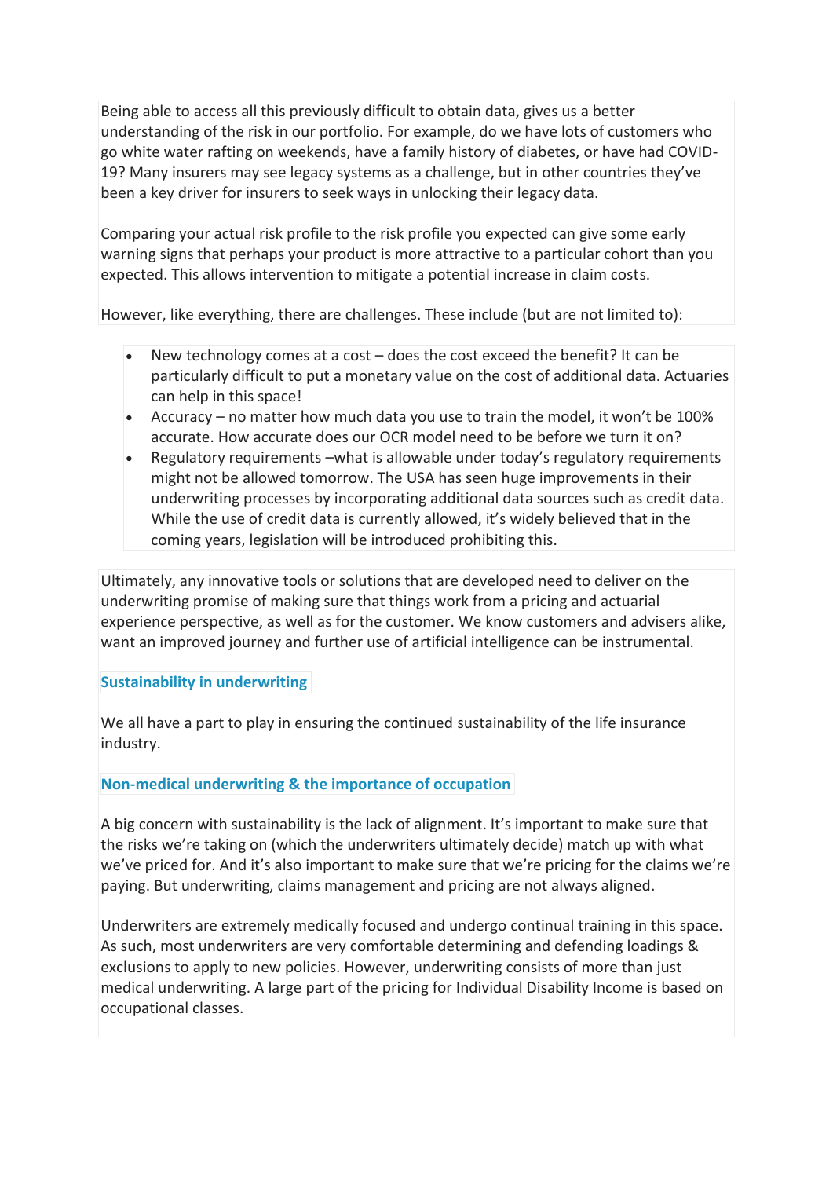Being able to access all this previously difficult to obtain data, gives us a better understanding of the risk in our portfolio. For example, do we have lots of customers who go white water rafting on weekends, have a family history of diabetes, or have had COVID-19? Many insurers may see legacy systems as a challenge, but in other countries they've been a key driver for insurers to seek ways in unlocking their legacy data.

Comparing your actual risk profile to the risk profile you expected can give some early warning signs that perhaps your product is more attractive to a particular cohort than you expected. This allows intervention to mitigate a potential increase in claim costs.

However, like everything, there are challenges. These include (but are not limited to):

- New technology comes at a cost – does the cost exceed the benefit? It can be particularly difficult to put a monetary value on the cost of additional data. Actuaries can help in this space!
- Accuracy – no matter how much data you use to train the model, it won't be 100% accurate. How accurate does our OCR model need to be before we turn it on?
- Regulatory requirements –what is allowable under today's regulatory requirements might not be allowed tomorrow. The USA has seen huge improvements in their underwriting processes by incorporating additional data sources such as credit data. While the use of credit data is currently allowed, it's widely believed that in the coming years, legislation will be introduced prohibiting this.

Ultimately, any innovative tools or solutions that are developed need to deliver on the underwriting promise of making sure that things work from a pricing and actuarial experience perspective, as well as for the customer. We know customers and advisers alike, want an improved journey and further use of artificial intelligence can be instrumental.

## Sustainability in underwriting

We all have a part to play in ensuring the continued sustainability of the life insurance industry.

### Non-medical underwriting & the importance of occupation

A big concern with sustainability is the lack of alignment. It's important to make sure that the risks we're taking on (which the underwriters ultimately decide) match up with what we've priced for. And it's also important to make sure that we're pricing for the claims we're paying. But underwriting, claims management and pricing are not always aligned.

Underwriters are extremely medically focused and undergo continual training in this space. As such, most underwriters are very comfortable determining and defending loadings & exclusions to apply to new policies. However, underwriting consists of more than just medical underwriting. A large part of the pricing for Individual Disability Income is based on occupational classes.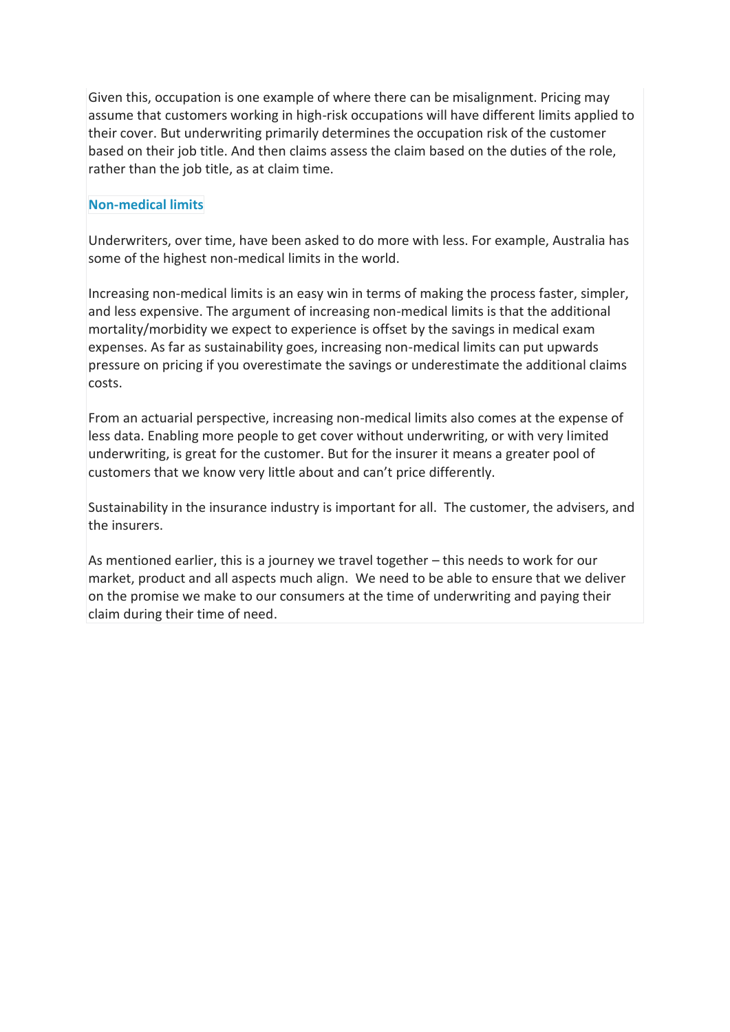Given this, occupation is one example of where there can be misalignment. Pricing may assume that customers working in high-risk occupations will have different limits applied to their cover. But underwriting primarily determines the occupation risk of the customer based on their job title. And then claims assess the claim based on the duties of the role, rather than the job title, as at claim time.

### Non-medical limits

Underwriters, over time, have been asked to do more with less. For example, Australia has some of the highest non-medical limits in the world.

Increasing non-medical limits is an easy win in terms of making the process faster, simpler, and less expensive. The argument of increasing non-medical limits is that the additional mortality/morbidity we expect to experience is offset by the savings in medical exam expenses. As far as sustainability goes, increasing non-medical limits can put upwards pressure on pricing if you overestimate the savings or underestimate the additional claims costs.

From an actuarial perspective, increasing non-medical limits also comes at the expense of less data. Enabling more people to get cover without underwriting, or with very limited underwriting, is great for the customer. But for the insurer it means a greater pool of customers that we know very little about and can't price differently.

Sustainability in the insurance industry is important for all.  The customer, the advisers, and the insurers.

As mentioned earlier, this is a journey we travel together – this needs to work for our market, product and all aspects much align.  We need to be able to ensure that we deliver on the promise we make to our consumers at the time of underwriting and paying their claim during their time of need.